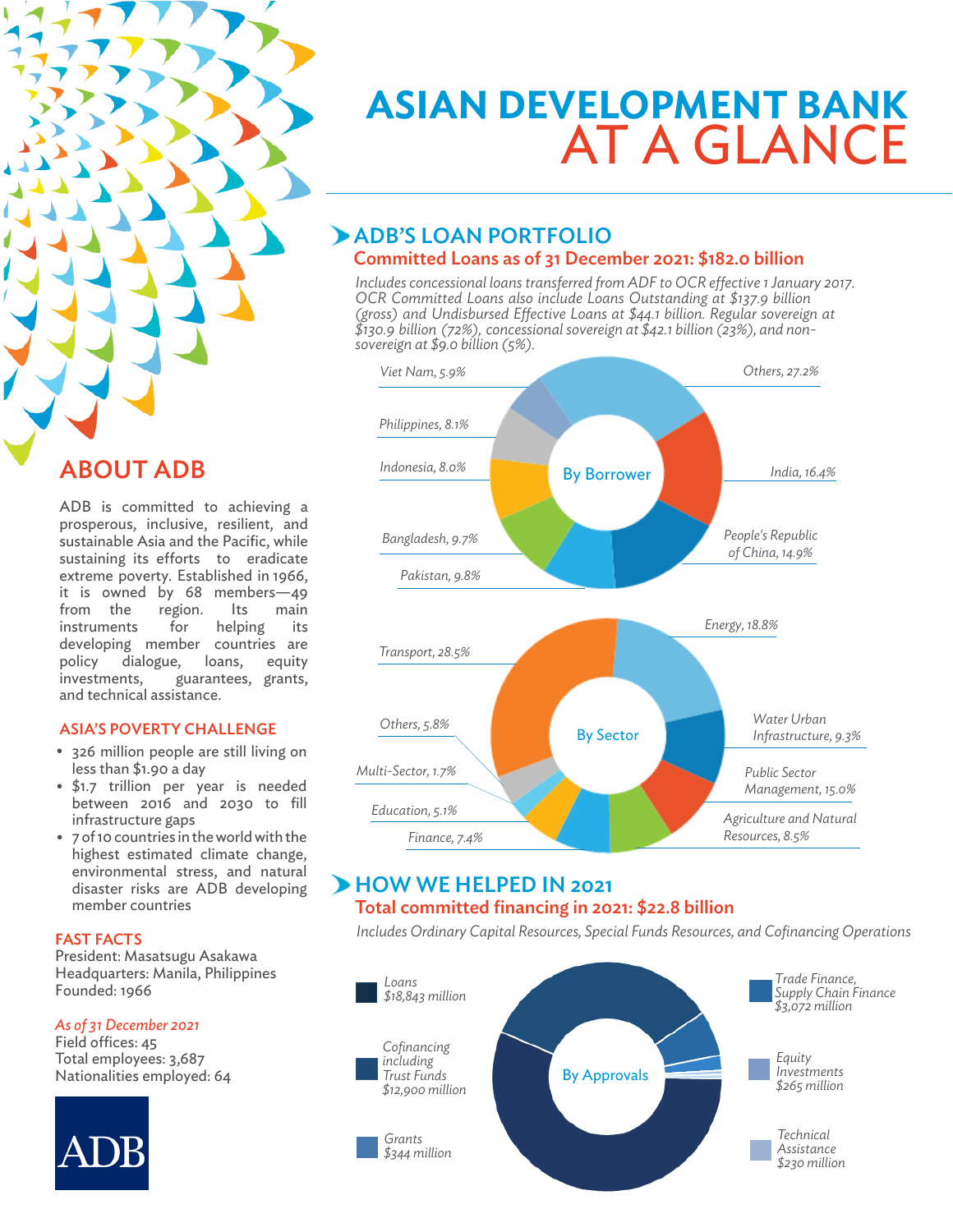# ASIAN DEVELOPMENT BANK AT A GLANCE

## ABOUT ADB

ADB is committed to achieving a prosperous, inclusive, resilient, and sustainable Asia and the Pacific, while sustaining its efforts to eradicate extreme poverty. Established in 1966, it is owned by 68 members—49 from the region. Its main instruments for helping its developing member countries are policy dialogue, loans, equity investments, guarantees, grants, and technical assistance.

### ASIA'S POVERTY CHALLENGE

- 326 million people are still living on less than $1.90 a day
- $1.7 trillion per year is needed between 2016 and 2030 to fill infrastructure gaps
- 7 of 10 countries in the world with the highest estimated climate change, environmental stress, and natural disaster risks are ADB developing member countries

### FAST FACTS

President: Masatsugu Asakawa
Headquarters: Manila, Philippines
Founded: 1966

*As of 31 December 2021*

Field offices: 45
Total employees: 3,687
Nationalities employed: 64

## ADB'S LOAN PORTFOLIO

### Committed Loans as of 31 December 2021: $182.0 billion

*Includes concessional loans transferred from ADF to OCR effective 1 January 2017. OCR Committed Loans also include Loans Outstanding at $137.9 billion (gross) and Undisbursed Effective Loans at $44.1 billion. Regular sovereign at $130.9 billion (72%), concessional sovereign at $42.1 billion (23%), and non-sovereign at $9.0 billion (5%).*

**By Borrower**

| Borrower | Share |
|---|---|
| Others | 27.2% |
| India | 16.4% |
| People's Republic of China | 14.9% |
| Pakistan | 9.8% |
| Bangladesh | 9.7% |
| Philippines | 8.1% |
| Indonesia | 8.0% |
| Viet Nam | 5.9% |

**By Sector**

| Sector | Share |
|---|---|
| Transport | 28.5% |
| Energy | 18.8% |
| Public Sector Management | 15.0% |
| Water Urban Infrastructure | 9.3% |
| Agriculture and Natural Resources | 8.5% |
| Finance | 7.4% |
| Others | 5.8% |
| Education | 5.1% |
| Multi-Sector | 1.7% |

## HOW WE HELPED IN 2021

### Total committed financing in 2021: $22.8 billion

*Includes Ordinary Capital Resources, Special Funds Resources, and Cofinancing Operations*

**By Approvals**

| Type | Amount |
|---|---|
| Loans | $18,843 million |
| Cofinancing including Trust Funds | $12,900 million |
| Grants | $344 million |
| Trade Finance, Supply Chain Finance | $3,072 million |
| Equity Investments | $265 million |
| Technical Assistance | $230 million |

ADB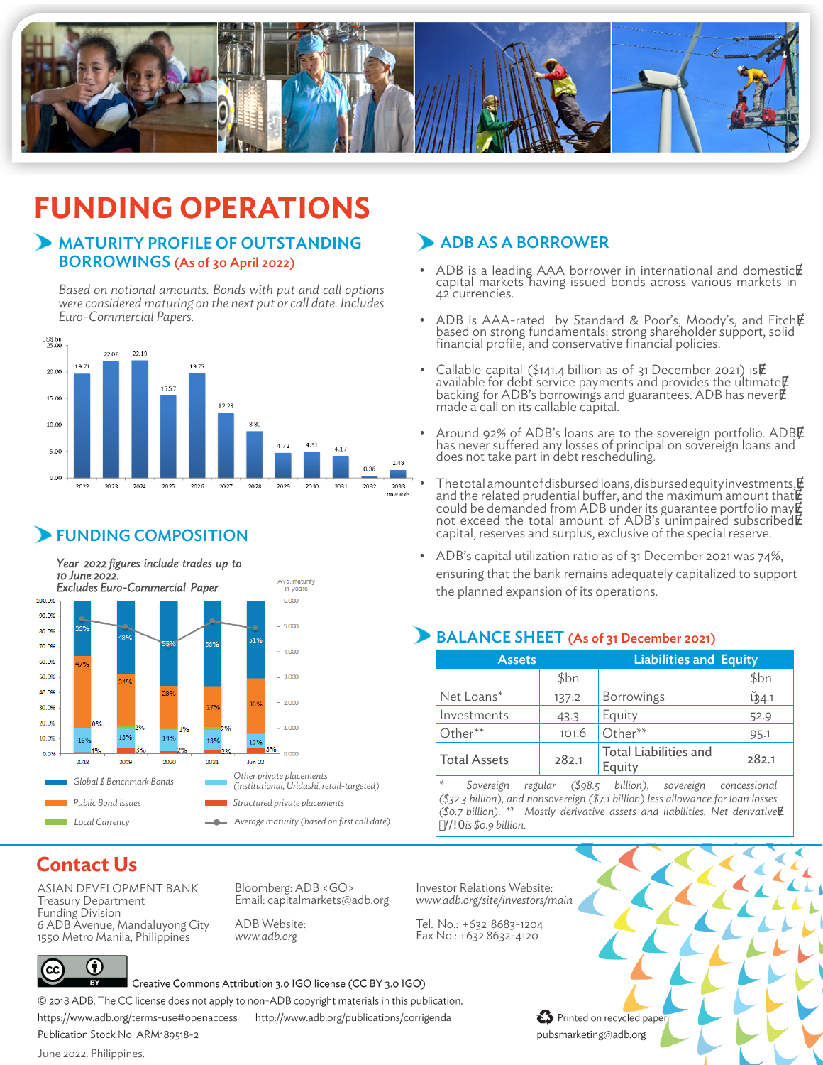# FUNDING OPERATIONS

## MATURITY PROFILE OF OUTSTANDING BORROWINGS (As of 30 April 2022)

*Based on notional amounts. Bonds with put and call options were considered maturing on the next put or call date. Includes Euro-Commercial Papers.*

US$ bn

25.00
20.00
15.00
10.00
5.00
0.00

19.71
22.08
22.19
15.57
19.75
12.29
8.80
4.72
4.91
4.17
0.36
1.48

2022
2023
2024
2025
2026
2027
2028
2029
2030
2031
2032
2033 onwards

## FUNDING COMPOSITION

*Year 2022 figures include trades up to 10 June 2022.*
*Excludes Euro-Commercial Paper.*

Ave. maturity in years

100.0%
90.0%
80.0%
70.0%
60.0%
50.0%
40.0%
30.0%
20.0%
10.0%
0.0%

6.000
5.000
4.000
3.000
2.000
1.000
0.000

36%
47%
0%
16%
1%
48%
34%
2%
13%
3%
53%
28%
1%
14%
2%
56%
27%
2%
13%
2%
51%
36%
10%
3%

2018
2019
2020
2021
Jun-22

Global $ Benchmark Bonds
Public Bond Issues
Local Currency
Other private placements (institutional, Uridashi, retail-targeted)
Structured private placements
Average maturity (based on first call date)

## ADB AS A BORROWER

- ADB is a leading AAA borrower in international and domestic capital markets having issued bonds across various markets in 42 currencies.
- ADB is AAA-rated by Standard & Poor's, Moody's, and Fitch based on strong fundamentals: strong shareholder support, solid financial profile, and conservative financial policies.
- Callable capital ($141.4 billion as of 31 December 2021) is available for debt service payments and provides the ultimate backing for ADB's borrowings and guarantees. ADB has never made a call on its callable capital.
- Around 92% of ADB's loans are to the sovereign portfolio. ADB has never suffered any losses of principal on sovereign loans and does not take part in debt rescheduling.
- The total amount of disbursed loans, disbursed equity investments, and the related prudential buffer, and the maximum amount that could be demanded from ADB under its guarantee portfolio may not exceed the total amount of ADB's unimpaired subscribed capital, reserves and surplus, exclusive of the special reserve.
- ADB's capital utilization ratio as of 31 December 2021 was 74%, ensuring that the bank remains adequately capitalized to support the planned expansion of its operations.

## BALANCE SHEET (As of 31 December 2021)

| Assets | | Liabilities and Equity | |
|---|---|---|---|
| | $bn | | $bn |
| Net Loans* | 137.2 | Borrowings | 134.1 |
| Investments | 43.3 | Equity | 52.9 |
| Other** | 101.6 | Other** | 95.1 |
| Total Assets | 282.1 | Total Liabilities and Equity | 282.1 |

\* *Sovereign regular ($98.5 billion), sovereign concessional ($32.3 billion), and nonsovereign ($7.1 billion) less allowance for loan losses ($0.7 billion).* ** *Mostly derivative assets and liabilities. Net derivative is $0.9 billion.*

## Contact Us

ASIAN DEVELOPMENT BANK
Treasury Department
Funding Division
6 ADB Avenue, Mandaluyong City
1550 Metro Manila, Philippines

Bloomberg: ADB <GO>
Email: capitalmarkets@adb.org

ADB Website:
*www.adb.org*

Investor Relations Website:
*www.adb.org/site/investors/main*

Tel. No.: +632 8683-1204
Fax No.: +632 8632-4120

Creative Commons Attribution 3.0 IGO license (CC BY 3.0 IGO)

© 2018 ADB. The CC license does not apply to non-ADB copyright materials in this publication.

https://www.adb.org/terms-use#openaccess http://www.adb.org/publications/corrigenda

Publication Stock No. ARM189518-2

June 2022. Philippines.

Printed on recycled paper

pubsmarketing@adb.org